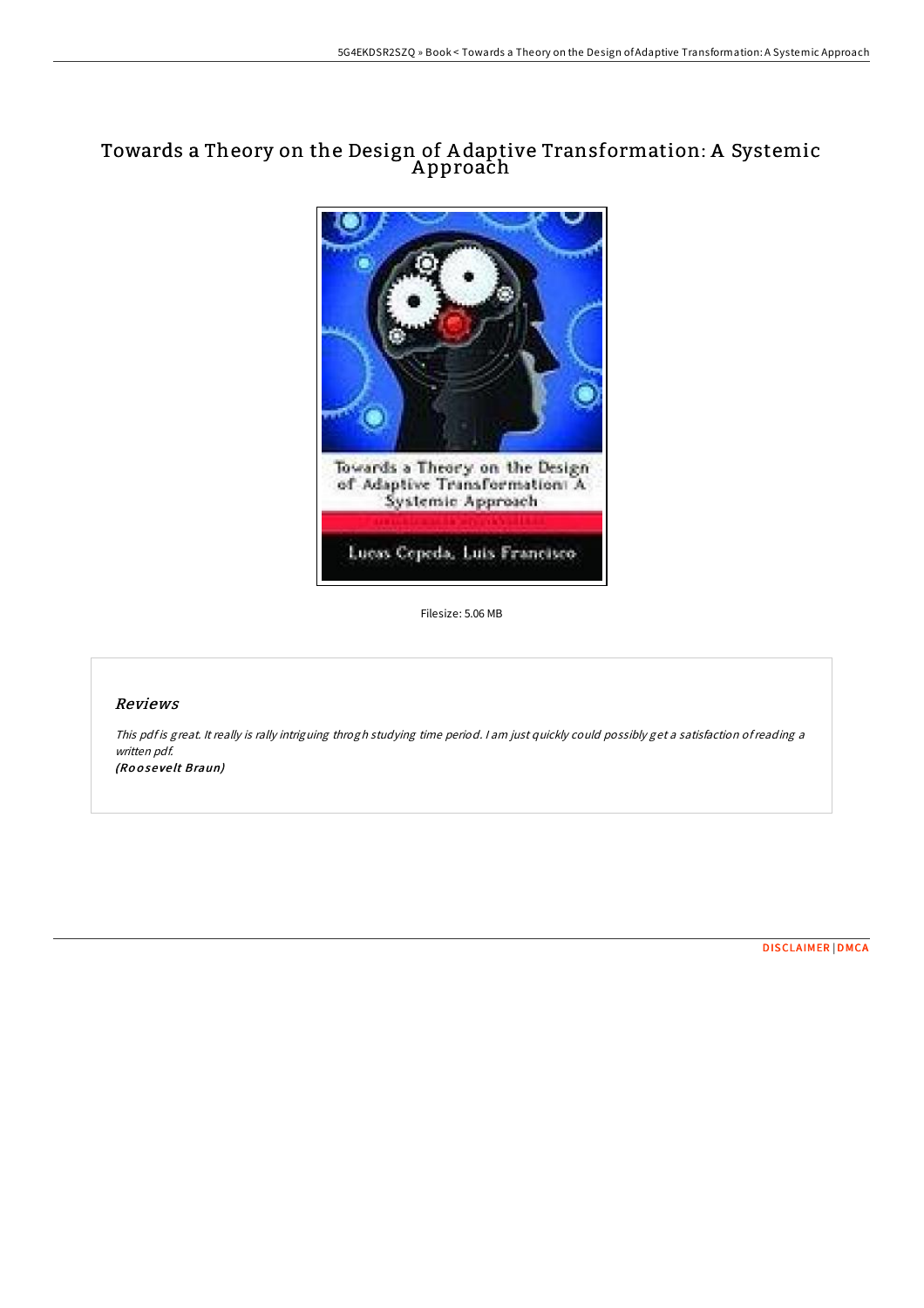# Towards a Theory on the Design of Adaptive Transformation: A Systemic Approach

Filesize: 5.06 MB

## *Reviews*

*This pdf is great. It really is rally intriguing throgh studying time period. I am just quickly could possibly get a satisfaction of reading a written pdf.*
***(Roosevelt Braun)***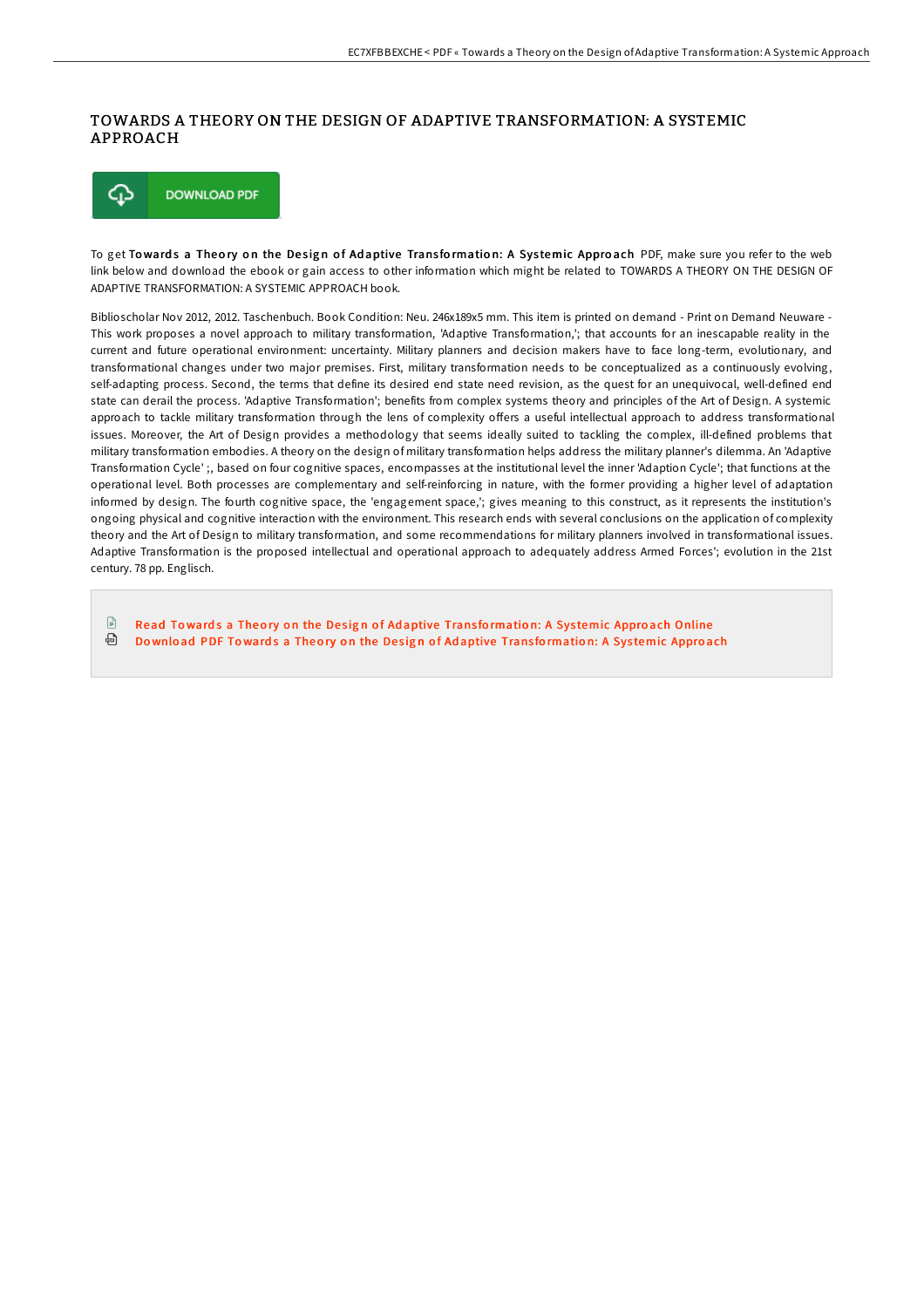# TOWARDS A THEORY ON THE DESIGN OF ADAPTIVE TRANSFORMATION: A SYSTEMIC APPROACH

DOWNLOAD PDF

To get **Towards a Theory on the Design of Adaptive Transformation: A Systemic Approach** PDF, make sure you refer to the web link below and download the ebook or gain access to other information which might be related to TOWARDS A THEORY ON THE DESIGN OF ADAPTIVE TRANSFORMATION: A SYSTEMIC APPROACH book.

Biblioscholar Nov 2012, 2012. Taschenbuch. Book Condition: Neu. 246x189x5 mm. This item is printed on demand - Print on Demand Neuware - This work proposes a novel approach to military transformation, 'Adaptive Transformation,'; that accounts for an inescapable reality in the current and future operational environment: uncertainty. Military planners and decision makers have to face long-term, evolutionary, and transformational changes under two major premises. First, military transformation needs to be conceptualized as a continuously evolving, self-adapting process. Second, the terms that define its desired end state need revision, as the quest for an unequivocal, well-defined end state can derail the process. 'Adaptive Transformation'; benefits from complex systems theory and principles of the Art of Design. A systemic approach to tackle military transformation through the lens of complexity offers a useful intellectual approach to address transformational issues. Moreover, the Art of Design provides a methodology that seems ideally suited to tackling the complex, ill-defined problems that military transformation embodies. A theory on the design of military transformation helps address the military planner's dilemma. An 'Adaptive Transformation Cycle' ;, based on four cognitive spaces, encompasses at the institutional level the inner 'Adaption Cycle'; that functions at the operational level. Both processes are complementary and self-reinforcing in nature, with the former providing a higher level of adaptation informed by design. The fourth cognitive space, the 'engagement space,'; gives meaning to this construct, as it represents the institution's ongoing physical and cognitive interaction with the environment. This research ends with several conclusions on the application of complexity theory and the Art of Design to military transformation, and some recommendations for military planners involved in transformational issues. Adaptive Transformation is the proposed intellectual and operational approach to adequately address Armed Forces'; evolution in the 21st century. 78 pp. Englisch.

- Read Towards a Theory on the Design of Adaptive Transformation: A Systemic Approach Online
- Download PDF Towards a Theory on the Design of Adaptive Transformation: A Systemic Approach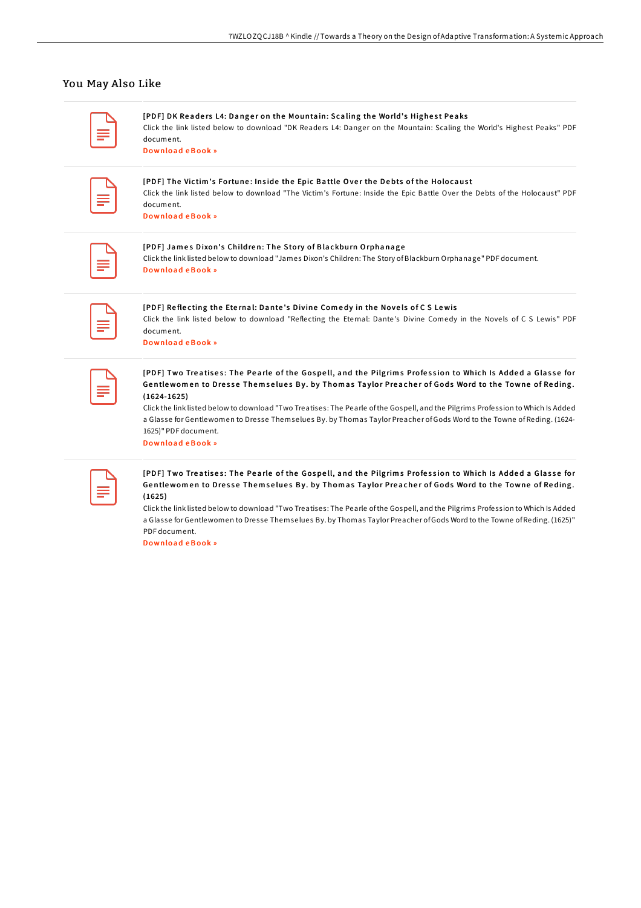## You May Also Like

**[PDF] DK Readers L4: Danger on the Mountain: Scaling the World's Highest Peaks**

Click the link listed below to download "DK Readers L4: Danger on the Mountain: Scaling the World's Highest Peaks" PDF document.

Download eBook »

**[PDF] The Victim's Fortune: Inside the Epic Battle Over the Debts of the Holocaust**

Click the link listed below to download "The Victim's Fortune: Inside the Epic Battle Over the Debts of the Holocaust" PDF document.

Download eBook »

**[PDF] James Dixon's Children: The Story of Blackburn Orphanage**

Click the link listed below to download "James Dixon's Children: The Story of Blackburn Orphanage" PDF document.

Download eBook »

**[PDF] Reflecting the Eternal: Dante's Divine Comedy in the Novels of C S Lewis**

Click the link listed below to download "Reflecting the Eternal: Dante's Divine Comedy in the Novels of C S Lewis" PDF document.

Download eBook »

**[PDF] Two Treatises: The Pearle of the Gospell, and the Pilgrims Profession to Which Is Added a Glasse for Gentlewomen to Dresse Themselues By. by Thomas Taylor Preacher of Gods Word to the Towne of Reding. (1624-1625)**

Click the link listed below to download "Two Treatises: The Pearle of the Gospell, and the Pilgrims Profession to Which Is Added a Glasse for Gentlewomen to Dresse Themselues By. by Thomas Taylor Preacher of Gods Word to the Towne of Reding. (1624-1625)" PDF document.

Download eBook »

**[PDF] Two Treatises: The Pearle of the Gospell, and the Pilgrims Profession to Which Is Added a Glasse for Gentlewomen to Dresse Themselues By. by Thomas Taylor Preacher of Gods Word to the Towne of Reding. (1625)**

Click the link listed below to download "Two Treatises: The Pearle of the Gospell, and the Pilgrims Profession to Which Is Added a Glasse for Gentlewomen to Dresse Themselues By. by Thomas Taylor Preacher of Gods Word to the Towne of Reding. (1625)" PDF document.

Download eBook »